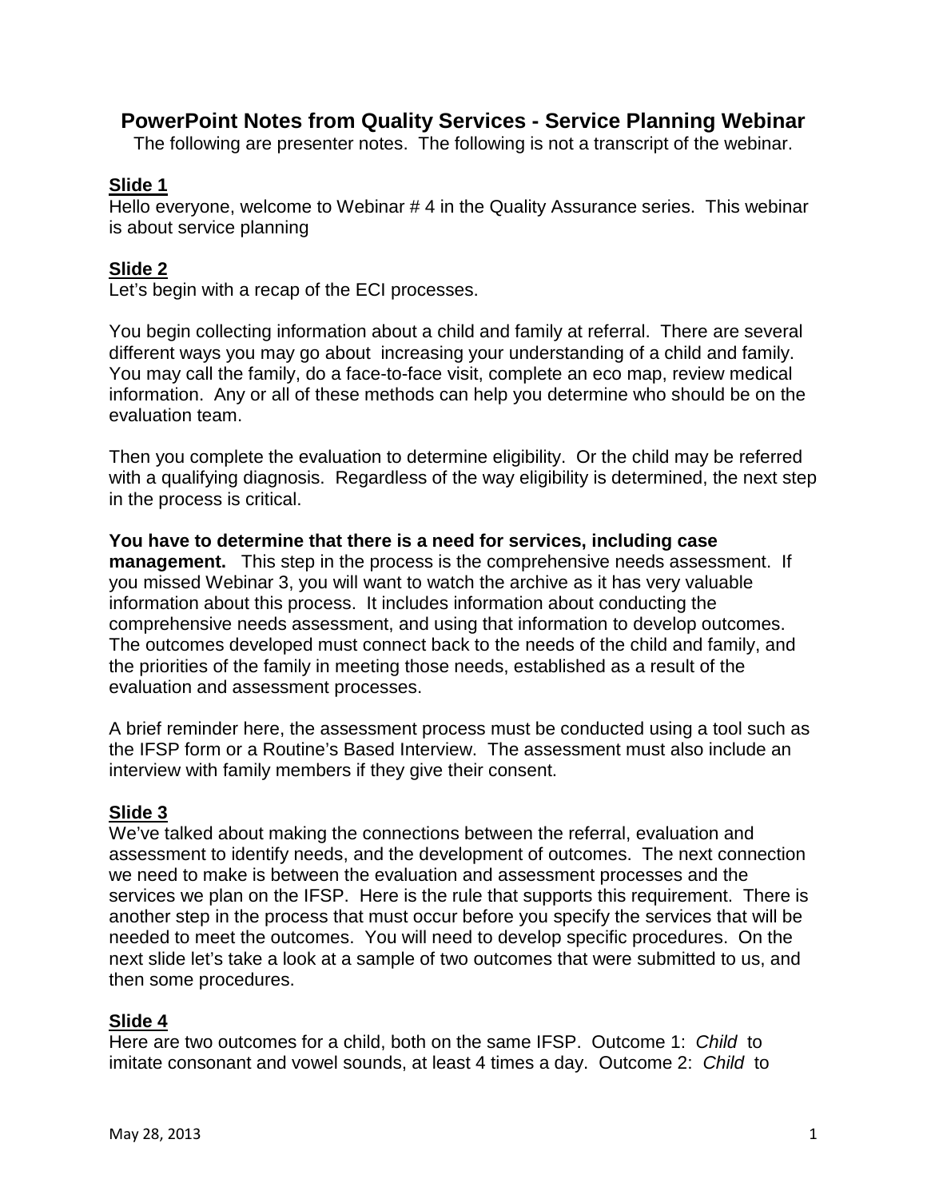# PowerPoint Notes from Quality Services - Service Planning Webinar

The following are presenter notes. The following is not a transcript of the webinar.

## Slide 1

Hello everyone, welcome to Webinar # 4 in the Quality Assurance series. This webinar is about service planning

## Slide 2

Let's begin with a recap of the ECI processes.

You begin collecting information about a child and family at referral. There are several different ways you may go about increasing your understanding of a child and family. You may call the family, do a face-to-face visit, complete an eco map, review medical information. Any or all of these methods can help you determine who should be on the evaluation team.

Then you complete the evaluation to determine eligibility. Or the child may be referred with a qualifying diagnosis. Regardless of the way eligibility is determined, the next step in the process is critical.

**You have to determine that there is a need for services, including case management.** This step in the process is the comprehensive needs assessment. If you missed Webinar 3, you will want to watch the archive as it has very valuable information about this process. It includes information about conducting the comprehensive needs assessment, and using that information to develop outcomes. The outcomes developed must connect back to the needs of the child and family, and the priorities of the family in meeting those needs, established as a result of the evaluation and assessment processes.

A brief reminder here, the assessment process must be conducted using a tool such as the IFSP form or a Routine's Based Interview. The assessment must also include an interview with family members if they give their consent.

## Slide 3

We've talked about making the connections between the referral, evaluation and assessment to identify needs, and the development of outcomes. The next connection we need to make is between the evaluation and assessment processes and the services we plan on the IFSP. Here is the rule that supports this requirement. There is another step in the process that must occur before you specify the services that will be needed to meet the outcomes. You will need to develop specific procedures. On the next slide let's take a look at a sample of two outcomes that were submitted to us, and then some procedures.

## Slide 4

Here are two outcomes for a child, both on the same IFSP. Outcome 1: *Child* to imitate consonant and vowel sounds, at least 4 times a day. Outcome 2: *Child* to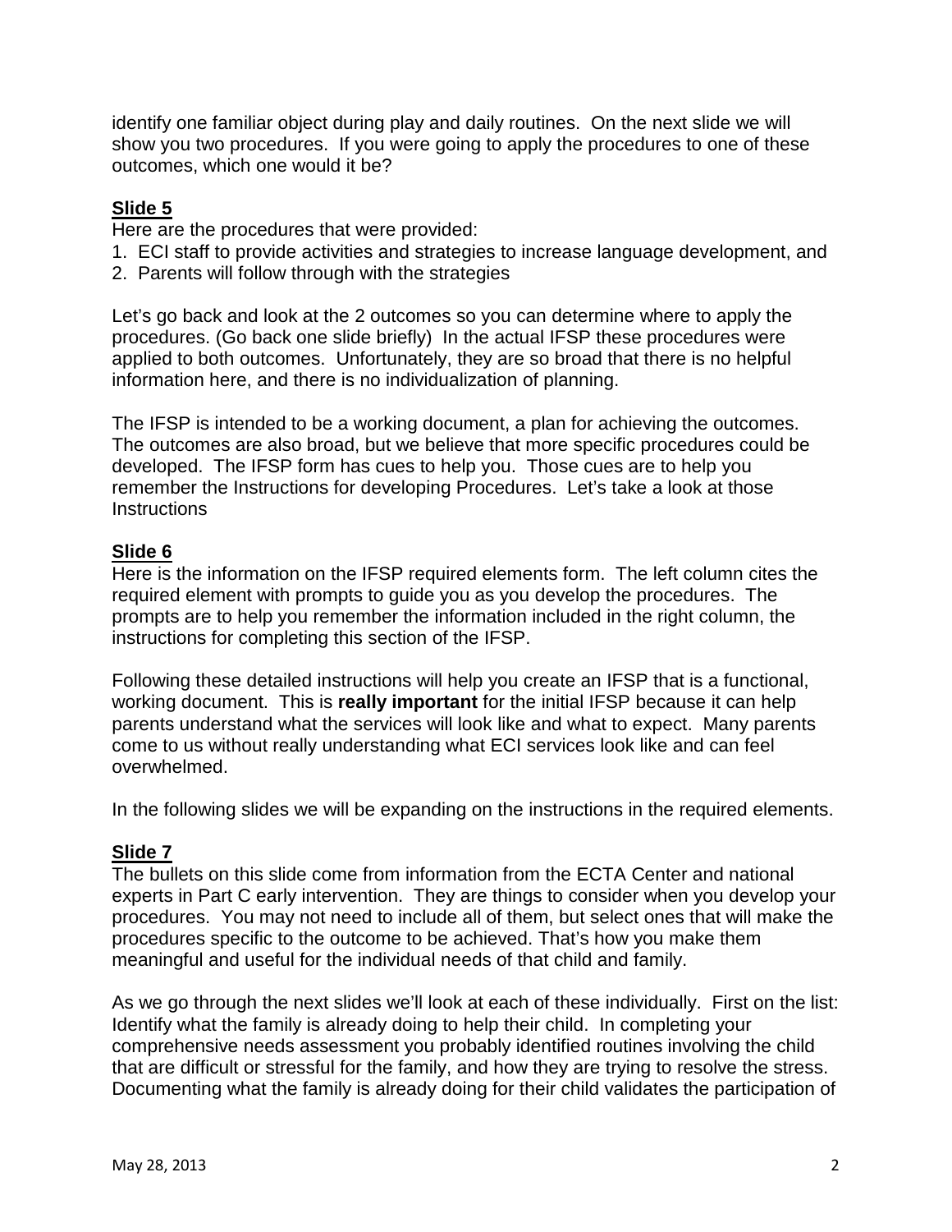identify one familiar object during play and daily routines. On the next slide we will show you two procedures. If you were going to apply the procedures to one of these outcomes, which one would it be?

## Slide 5

Here are the procedures that were provided:

1. ECI staff to provide activities and strategies to increase language development, and
2. Parents will follow through with the strategies

Let's go back and look at the 2 outcomes so you can determine where to apply the procedures. (Go back one slide briefly) In the actual IFSP these procedures were applied to both outcomes. Unfortunately, they are so broad that there is no helpful information here, and there is no individualization of planning.

The IFSP is intended to be a working document, a plan for achieving the outcomes. The outcomes are also broad, but we believe that more specific procedures could be developed. The IFSP form has cues to help you. Those cues are to help you remember the Instructions for developing Procedures. Let's take a look at those Instructions

## Slide 6

Here is the information on the IFSP required elements form. The left column cites the required element with prompts to guide you as you develop the procedures. The prompts are to help you remember the information included in the right column, the instructions for completing this section of the IFSP.

Following these detailed instructions will help you create an IFSP that is a functional, working document. This is **really important** for the initial IFSP because it can help parents understand what the services will look like and what to expect. Many parents come to us without really understanding what ECI services look like and can feel overwhelmed.

In the following slides we will be expanding on the instructions in the required elements.

## Slide 7

The bullets on this slide come from information from the ECTA Center and national experts in Part C early intervention. They are things to consider when you develop your procedures. You may not need to include all of them, but select ones that will make the procedures specific to the outcome to be achieved. That's how you make them meaningful and useful for the individual needs of that child and family.

As we go through the next slides we'll look at each of these individually. First on the list: Identify what the family is already doing to help their child. In completing your comprehensive needs assessment you probably identified routines involving the child that are difficult or stressful for the family, and how they are trying to resolve the stress. Documenting what the family is already doing for their child validates the participation of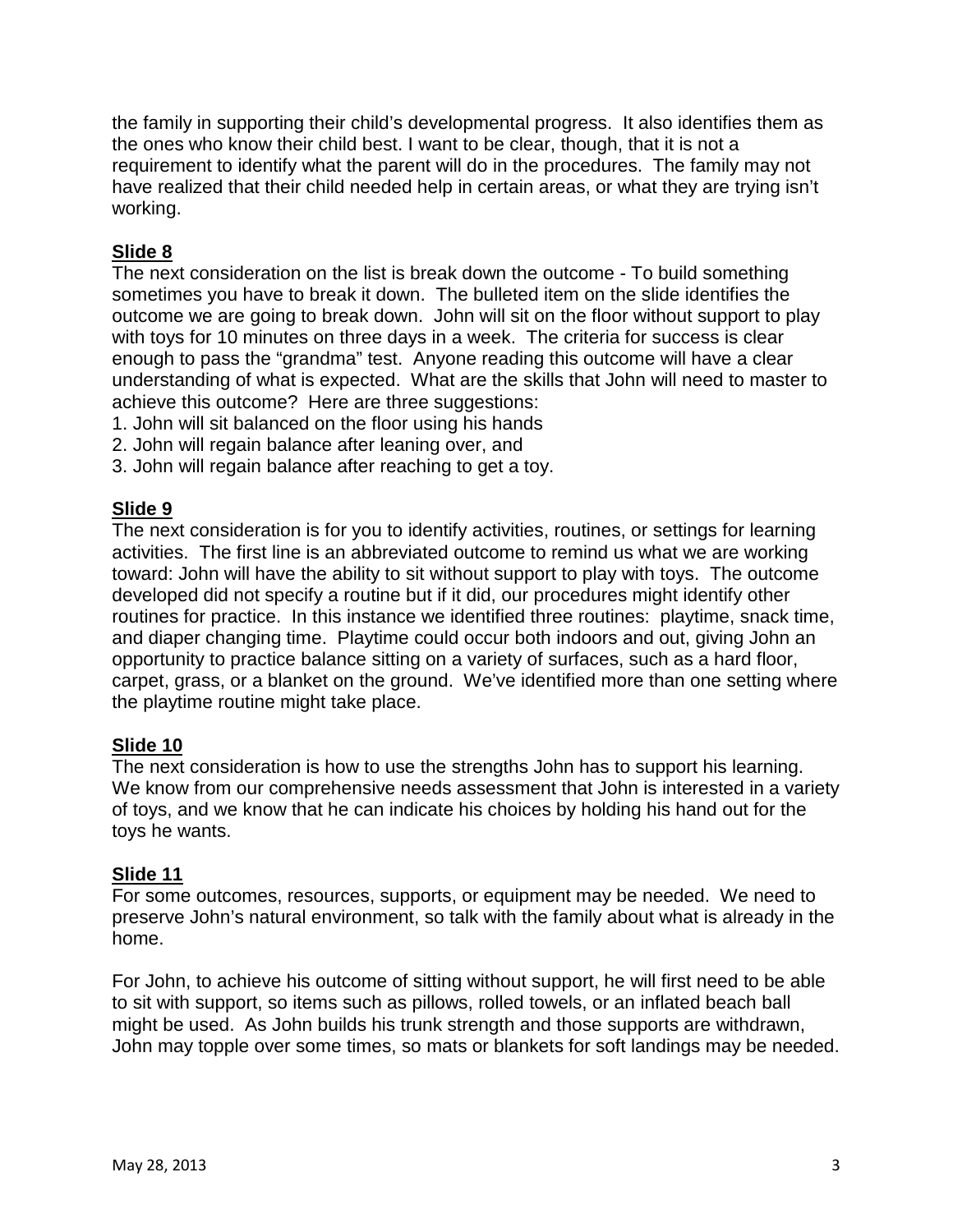the family in supporting their child's developmental progress. It also identifies them as the ones who know their child best. I want to be clear, though, that it is not a requirement to identify what the parent will do in the procedures. The family may not have realized that their child needed help in certain areas, or what they are trying isn't working.

**Slide 8**

The next consideration on the list is break down the outcome - To build something sometimes you have to break it down. The bulleted item on the slide identifies the outcome we are going to break down. John will sit on the floor without support to play with toys for 10 minutes on three days in a week. The criteria for success is clear enough to pass the "grandma" test. Anyone reading this outcome will have a clear understanding of what is expected. What are the skills that John will need to master to achieve this outcome? Here are three suggestions:

1. John will sit balanced on the floor using his hands
2. John will regain balance after leaning over, and
3. John will regain balance after reaching to get a toy.

**Slide 9**

The next consideration is for you to identify activities, routines, or settings for learning activities. The first line is an abbreviated outcome to remind us what we are working toward: John will have the ability to sit without support to play with toys. The outcome developed did not specify a routine but if it did, our procedures might identify other routines for practice. In this instance we identified three routines: playtime, snack time, and diaper changing time. Playtime could occur both indoors and out, giving John an opportunity to practice balance sitting on a variety of surfaces, such as a hard floor, carpet, grass, or a blanket on the ground. We've identified more than one setting where the playtime routine might take place.

**Slide 10**

The next consideration is how to use the strengths John has to support his learning. We know from our comprehensive needs assessment that John is interested in a variety of toys, and we know that he can indicate his choices by holding his hand out for the toys he wants.

**Slide 11**

For some outcomes, resources, supports, or equipment may be needed. We need to preserve John's natural environment, so talk with the family about what is already in the home.

For John, to achieve his outcome of sitting without support, he will first need to be able to sit with support, so items such as pillows, rolled towels, or an inflated beach ball might be used. As John builds his trunk strength and those supports are withdrawn, John may topple over some times, so mats or blankets for soft landings may be needed.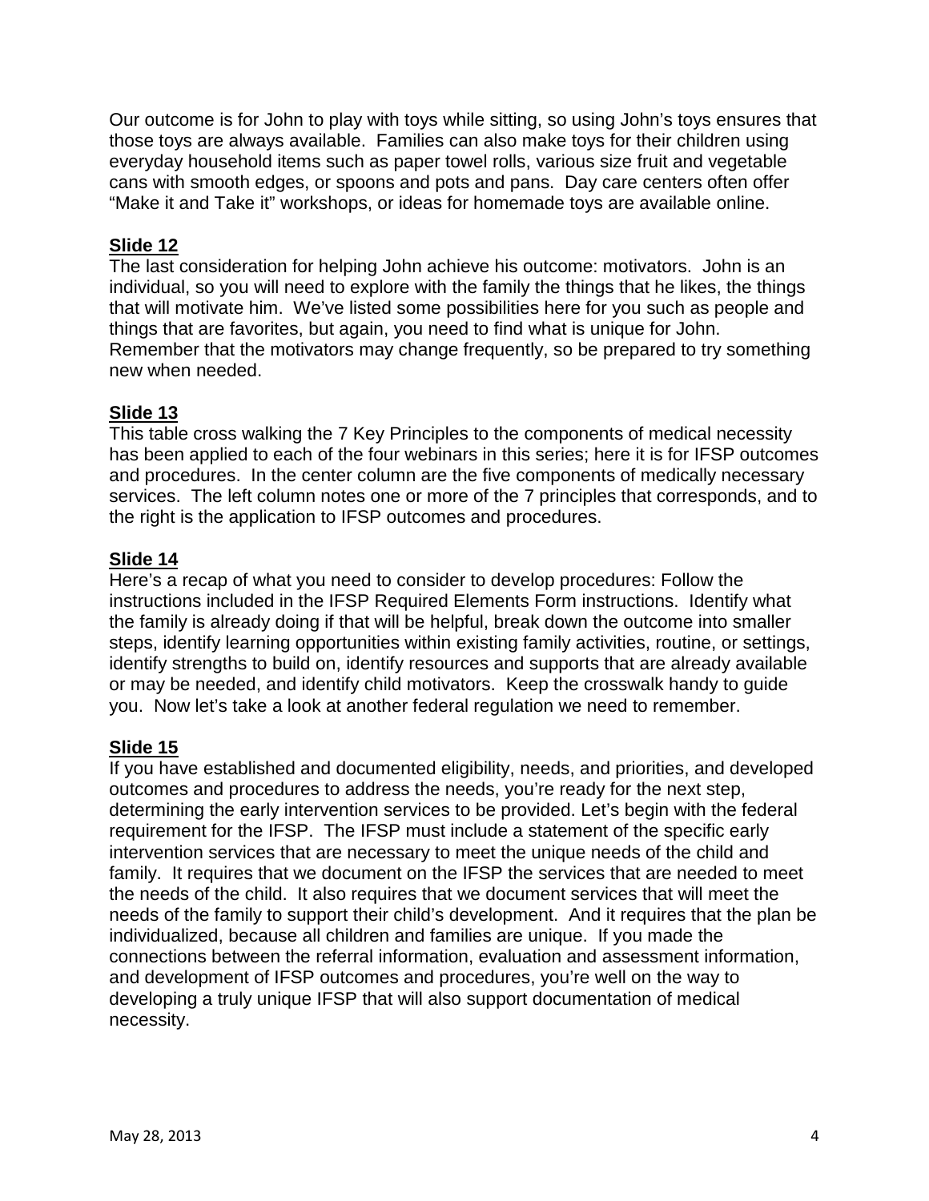Our outcome is for John to play with toys while sitting, so using John's toys ensures that those toys are always available. Families can also make toys for their children using everyday household items such as paper towel rolls, various size fruit and vegetable cans with smooth edges, or spoons and pots and pans. Day care centers often offer "Make it and Take it" workshops, or ideas for homemade toys are available online.

**Slide 12**

The last consideration for helping John achieve his outcome: motivators. John is an individual, so you will need to explore with the family the things that he likes, the things that will motivate him. We've listed some possibilities here for you such as people and things that are favorites, but again, you need to find what is unique for John. Remember that the motivators may change frequently, so be prepared to try something new when needed.

**Slide 13**

This table cross walking the 7 Key Principles to the components of medical necessity has been applied to each of the four webinars in this series; here it is for IFSP outcomes and procedures. In the center column are the five components of medically necessary services. The left column notes one or more of the 7 principles that corresponds, and to the right is the application to IFSP outcomes and procedures.

**Slide 14**

Here's a recap of what you need to consider to develop procedures: Follow the instructions included in the IFSP Required Elements Form instructions. Identify what the family is already doing if that will be helpful, break down the outcome into smaller steps, identify learning opportunities within existing family activities, routine, or settings, identify strengths to build on, identify resources and supports that are already available or may be needed, and identify child motivators. Keep the crosswalk handy to guide you. Now let's take a look at another federal regulation we need to remember.

**Slide 15**

If you have established and documented eligibility, needs, and priorities, and developed outcomes and procedures to address the needs, you're ready for the next step, determining the early intervention services to be provided. Let's begin with the federal requirement for the IFSP. The IFSP must include a statement of the specific early intervention services that are necessary to meet the unique needs of the child and family. It requires that we document on the IFSP the services that are needed to meet the needs of the child. It also requires that we document services that will meet the needs of the family to support their child's development. And it requires that the plan be individualized, because all children and families are unique. If you made the connections between the referral information, evaluation and assessment information, and development of IFSP outcomes and procedures, you're well on the way to developing a truly unique IFSP that will also support documentation of medical necessity.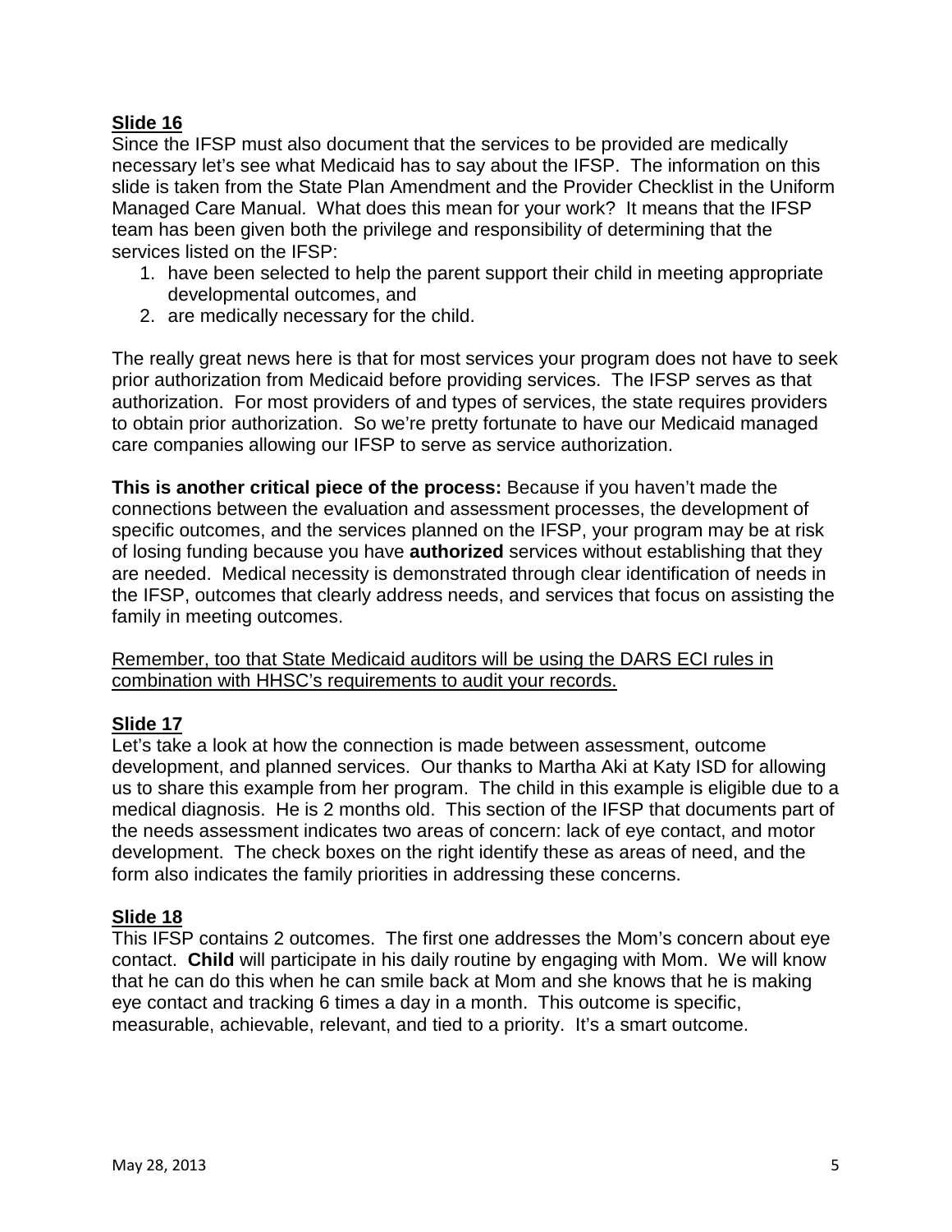**Slide 16**

Since the IFSP must also document that the services to be provided are medically necessary let's see what Medicaid has to say about the IFSP. The information on this slide is taken from the State Plan Amendment and the Provider Checklist in the Uniform Managed Care Manual. What does this mean for your work? It means that the IFSP team has been given both the privilege and responsibility of determining that the services listed on the IFSP:

1. have been selected to help the parent support their child in meeting appropriate developmental outcomes, and
2. are medically necessary for the child.

The really great news here is that for most services your program does not have to seek prior authorization from Medicaid before providing services. The IFSP serves as that authorization. For most providers of and types of services, the state requires providers to obtain prior authorization. So we're pretty fortunate to have our Medicaid managed care companies allowing our IFSP to serve as service authorization.

**This is another critical piece of the process:** Because if you haven't made the connections between the evaluation and assessment processes, the development of specific outcomes, and the services planned on the IFSP, your program may be at risk of losing funding because you have **authorized** services without establishing that they are needed. Medical necessity is demonstrated through clear identification of needs in the IFSP, outcomes that clearly address needs, and services that focus on assisting the family in meeting outcomes.

<u>Remember, too that State Medicaid auditors will be using the DARS ECI rules in combination with HHSC's requirements to audit your records.</u>

**Slide 17**

Let's take a look at how the connection is made between assessment, outcome development, and planned services. Our thanks to Martha Aki at Katy ISD for allowing us to share this example from her program. The child in this example is eligible due to a medical diagnosis. He is 2 months old. This section of the IFSP that documents part of the needs assessment indicates two areas of concern: lack of eye contact, and motor development. The check boxes on the right identify these as areas of need, and the form also indicates the family priorities in addressing these concerns.

**Slide 18**

This IFSP contains 2 outcomes. The first one addresses the Mom's concern about eye contact. **Child** will participate in his daily routine by engaging with Mom. We will know that he can do this when he can smile back at Mom and she knows that he is making eye contact and tracking 6 times a day in a month. This outcome is specific, measurable, achievable, relevant, and tied to a priority. It's a smart outcome.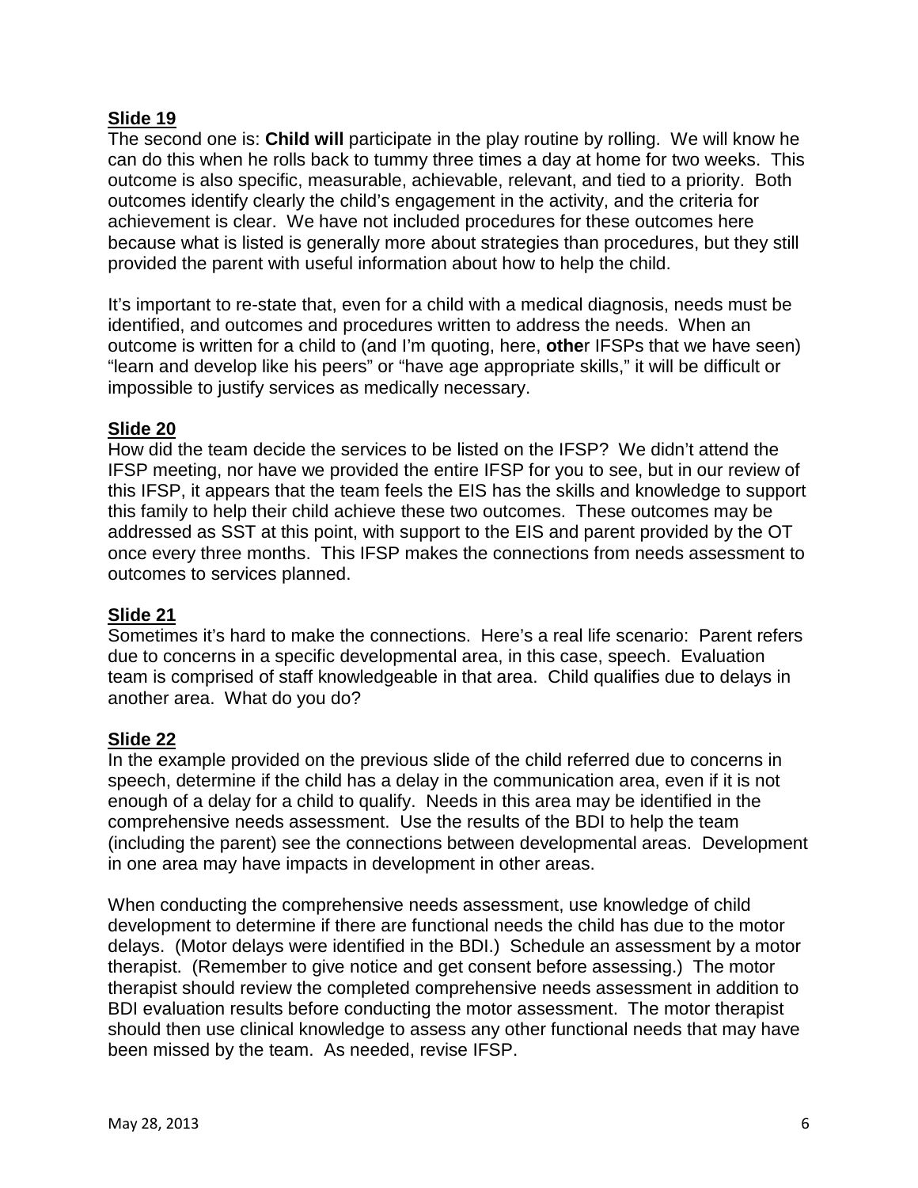## Slide 19

The second one is: **Child will** participate in the play routine by rolling. We will know he can do this when he rolls back to tummy three times a day at home for two weeks. This outcome is also specific, measurable, achievable, relevant, and tied to a priority. Both outcomes identify clearly the child's engagement in the activity, and the criteria for achievement is clear. We have not included procedures for these outcomes here because what is listed is generally more about strategies than procedures, but they still provided the parent with useful information about how to help the child.

It's important to re-state that, even for a child with a medical diagnosis, needs must be identified, and outcomes and procedures written to address the needs. When an outcome is written for a child to (and I'm quoting, here, **othe**r IFSPs that we have seen) "learn and develop like his peers" or "have age appropriate skills," it will be difficult or impossible to justify services as medically necessary.

## Slide 20

How did the team decide the services to be listed on the IFSP? We didn't attend the IFSP meeting, nor have we provided the entire IFSP for you to see, but in our review of this IFSP, it appears that the team feels the EIS has the skills and knowledge to support this family to help their child achieve these two outcomes. These outcomes may be addressed as SST at this point, with support to the EIS and parent provided by the OT once every three months. This IFSP makes the connections from needs assessment to outcomes to services planned.

## Slide 21

Sometimes it's hard to make the connections. Here's a real life scenario: Parent refers due to concerns in a specific developmental area, in this case, speech. Evaluation team is comprised of staff knowledgeable in that area. Child qualifies due to delays in another area. What do you do?

## Slide 22

In the example provided on the previous slide of the child referred due to concerns in speech, determine if the child has a delay in the communication area, even if it is not enough of a delay for a child to qualify. Needs in this area may be identified in the comprehensive needs assessment. Use the results of the BDI to help the team (including the parent) see the connections between developmental areas. Development in one area may have impacts in development in other areas.

When conducting the comprehensive needs assessment, use knowledge of child development to determine if there are functional needs the child has due to the motor delays. (Motor delays were identified in the BDI.) Schedule an assessment by a motor therapist. (Remember to give notice and get consent before assessing.) The motor therapist should review the completed comprehensive needs assessment in addition to BDI evaluation results before conducting the motor assessment. The motor therapist should then use clinical knowledge to assess any other functional needs that may have been missed by the team. As needed, revise IFSP.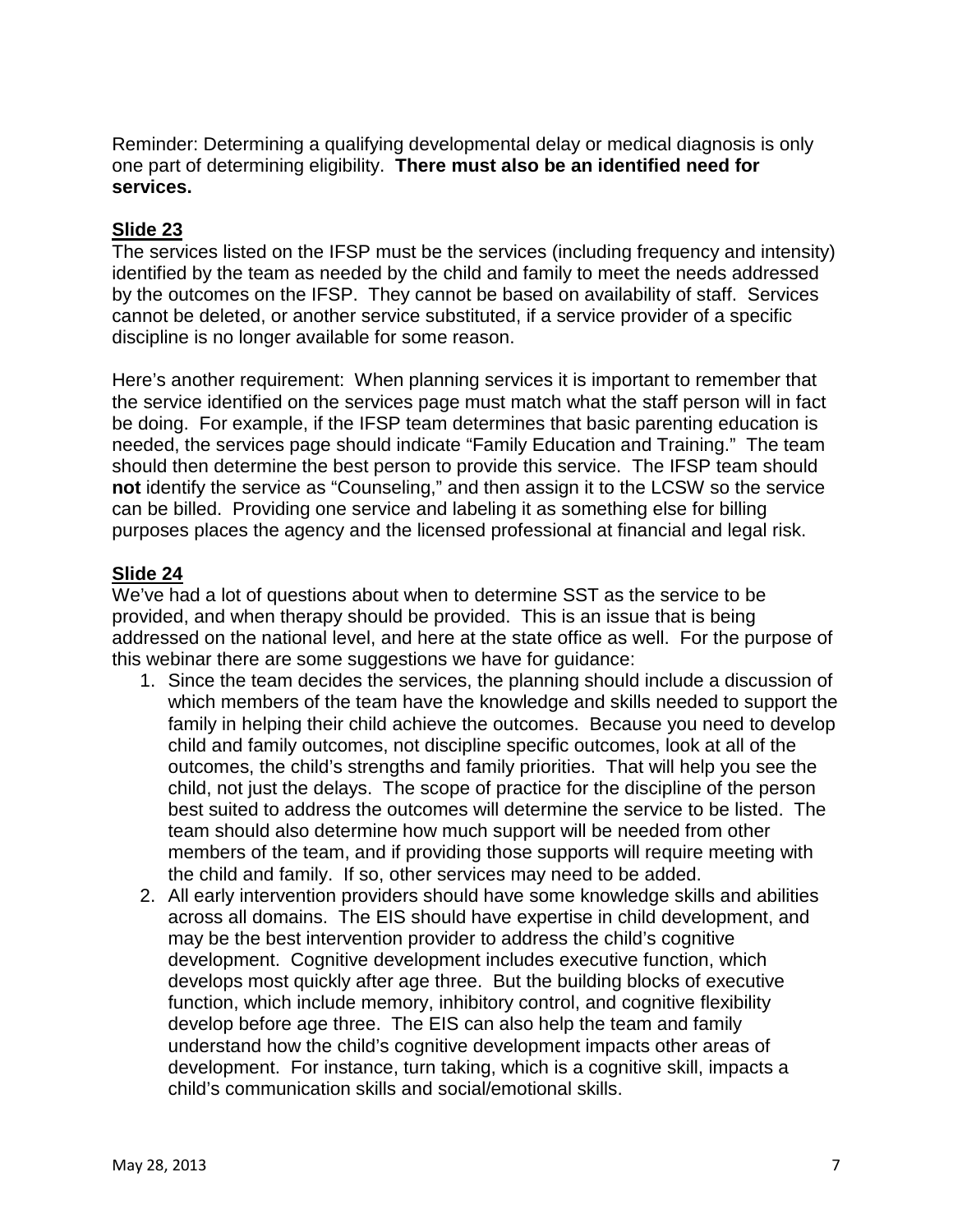Reminder: Determining a qualifying developmental delay or medical diagnosis is only one part of determining eligibility. **There must also be an identified need for services.**

## Slide 23

The services listed on the IFSP must be the services (including frequency and intensity) identified by the team as needed by the child and family to meet the needs addressed by the outcomes on the IFSP. They cannot be based on availability of staff. Services cannot be deleted, or another service substituted, if a service provider of a specific discipline is no longer available for some reason.

Here's another requirement: When planning services it is important to remember that the service identified on the services page must match what the staff person will in fact be doing. For example, if the IFSP team determines that basic parenting education is needed, the services page should indicate "Family Education and Training." The team should then determine the best person to provide this service. The IFSP team should **not** identify the service as "Counseling," and then assign it to the LCSW so the service can be billed. Providing one service and labeling it as something else for billing purposes places the agency and the licensed professional at financial and legal risk.

## Slide 24

We've had a lot of questions about when to determine SST as the service to be provided, and when therapy should be provided. This is an issue that is being addressed on the national level, and here at the state office as well. For the purpose of this webinar there are some suggestions we have for guidance:

1. Since the team decides the services, the planning should include a discussion of which members of the team have the knowledge and skills needed to support the family in helping their child achieve the outcomes. Because you need to develop child and family outcomes, not discipline specific outcomes, look at all of the outcomes, the child's strengths and family priorities. That will help you see the child, not just the delays. The scope of practice for the discipline of the person best suited to address the outcomes will determine the service to be listed. The team should also determine how much support will be needed from other members of the team, and if providing those supports will require meeting with the child and family. If so, other services may need to be added.
2. All early intervention providers should have some knowledge skills and abilities across all domains. The EIS should have expertise in child development, and may be the best intervention provider to address the child's cognitive development. Cognitive development includes executive function, which develops most quickly after age three. But the building blocks of executive function, which include memory, inhibitory control, and cognitive flexibility develop before age three. The EIS can also help the team and family understand how the child's cognitive development impacts other areas of development. For instance, turn taking, which is a cognitive skill, impacts a child's communication skills and social/emotional skills.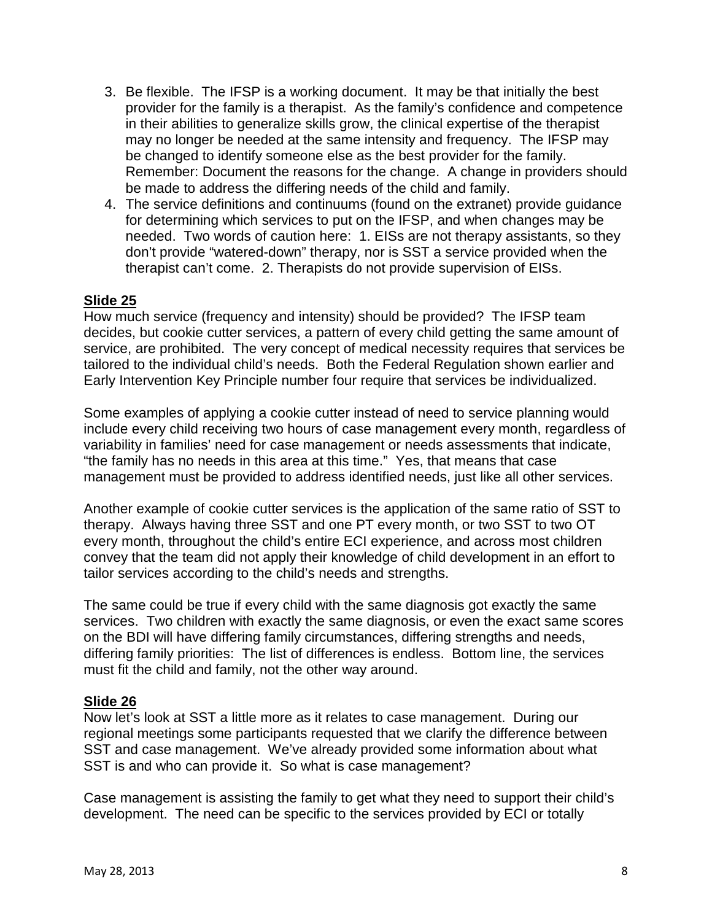3. Be flexible. The IFSP is a working document. It may be that initially the best provider for the family is a therapist. As the family's confidence and competence in their abilities to generalize skills grow, the clinical expertise of the therapist may no longer be needed at the same intensity and frequency. The IFSP may be changed to identify someone else as the best provider for the family. Remember: Document the reasons for the change. A change in providers should be made to address the differing needs of the child and family.
4. The service definitions and continuums (found on the extranet) provide guidance for determining which services to put on the IFSP, and when changes may be needed. Two words of caution here: 1. EISs are not therapy assistants, so they don't provide "watered-down" therapy, nor is SST a service provided when the therapist can't come. 2. Therapists do not provide supervision of EISs.

**Slide 25**

How much service (frequency and intensity) should be provided? The IFSP team decides, but cookie cutter services, a pattern of every child getting the same amount of service, are prohibited. The very concept of medical necessity requires that services be tailored to the individual child's needs. Both the Federal Regulation shown earlier and Early Intervention Key Principle number four require that services be individualized.

Some examples of applying a cookie cutter instead of need to service planning would include every child receiving two hours of case management every month, regardless of variability in families' need for case management or needs assessments that indicate, "the family has no needs in this area at this time." Yes, that means that case management must be provided to address identified needs, just like all other services.

Another example of cookie cutter services is the application of the same ratio of SST to therapy. Always having three SST and one PT every month, or two SST to two OT every month, throughout the child's entire ECI experience, and across most children convey that the team did not apply their knowledge of child development in an effort to tailor services according to the child's needs and strengths.

The same could be true if every child with the same diagnosis got exactly the same services. Two children with exactly the same diagnosis, or even the exact same scores on the BDI will have differing family circumstances, differing strengths and needs, differing family priorities: The list of differences is endless. Bottom line, the services must fit the child and family, not the other way around.

**Slide 26**

Now let's look at SST a little more as it relates to case management. During our regional meetings some participants requested that we clarify the difference between SST and case management. We've already provided some information about what SST is and who can provide it. So what is case management?

Case management is assisting the family to get what they need to support their child's development. The need can be specific to the services provided by ECI or totally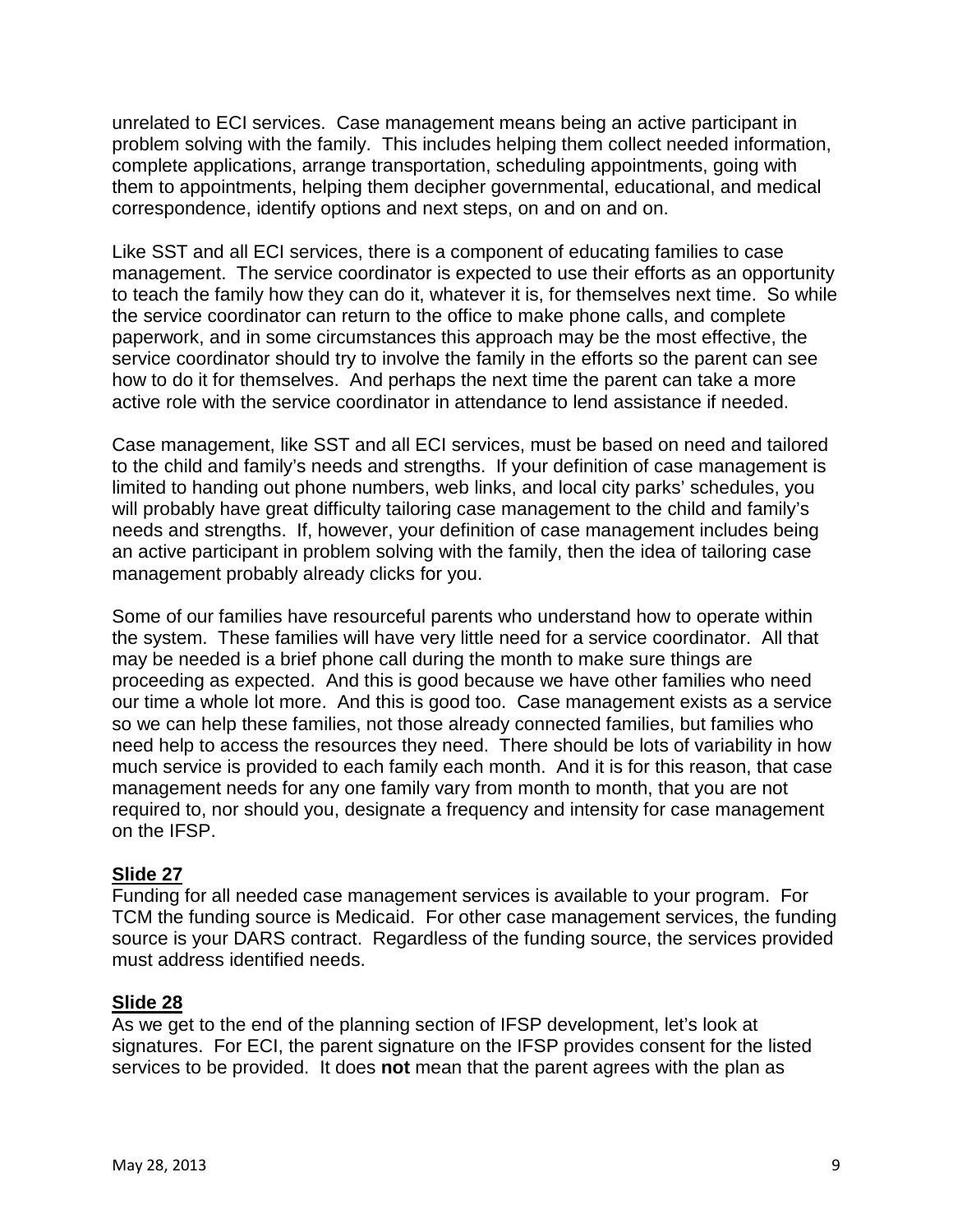unrelated to ECI services. Case management means being an active participant in problem solving with the family. This includes helping them collect needed information, complete applications, arrange transportation, scheduling appointments, going with them to appointments, helping them decipher governmental, educational, and medical correspondence, identify options and next steps, on and on and on.

Like SST and all ECI services, there is a component of educating families to case management. The service coordinator is expected to use their efforts as an opportunity to teach the family how they can do it, whatever it is, for themselves next time. So while the service coordinator can return to the office to make phone calls, and complete paperwork, and in some circumstances this approach may be the most effective, the service coordinator should try to involve the family in the efforts so the parent can see how to do it for themselves. And perhaps the next time the parent can take a more active role with the service coordinator in attendance to lend assistance if needed.

Case management, like SST and all ECI services, must be based on need and tailored to the child and family's needs and strengths. If your definition of case management is limited to handing out phone numbers, web links, and local city parks' schedules, you will probably have great difficulty tailoring case management to the child and family's needs and strengths. If, however, your definition of case management includes being an active participant in problem solving with the family, then the idea of tailoring case management probably already clicks for you.

Some of our families have resourceful parents who understand how to operate within the system. These families will have very little need for a service coordinator. All that may be needed is a brief phone call during the month to make sure things are proceeding as expected. And this is good because we have other families who need our time a whole lot more. And this is good too. Case management exists as a service so we can help these families, not those already connected families, but families who need help to access the resources they need. There should be lots of variability in how much service is provided to each family each month. And it is for this reason, that case management needs for any one family vary from month to month, that you are not required to, nor should you, designate a frequency and intensity for case management on the IFSP.

**Slide 27**

Funding for all needed case management services is available to your program. For TCM the funding source is Medicaid. For other case management services, the funding source is your DARS contract. Regardless of the funding source, the services provided must address identified needs.

**Slide 28**

As we get to the end of the planning section of IFSP development, let's look at signatures. For ECI, the parent signature on the IFSP provides consent for the listed services to be provided. It does **not** mean that the parent agrees with the plan as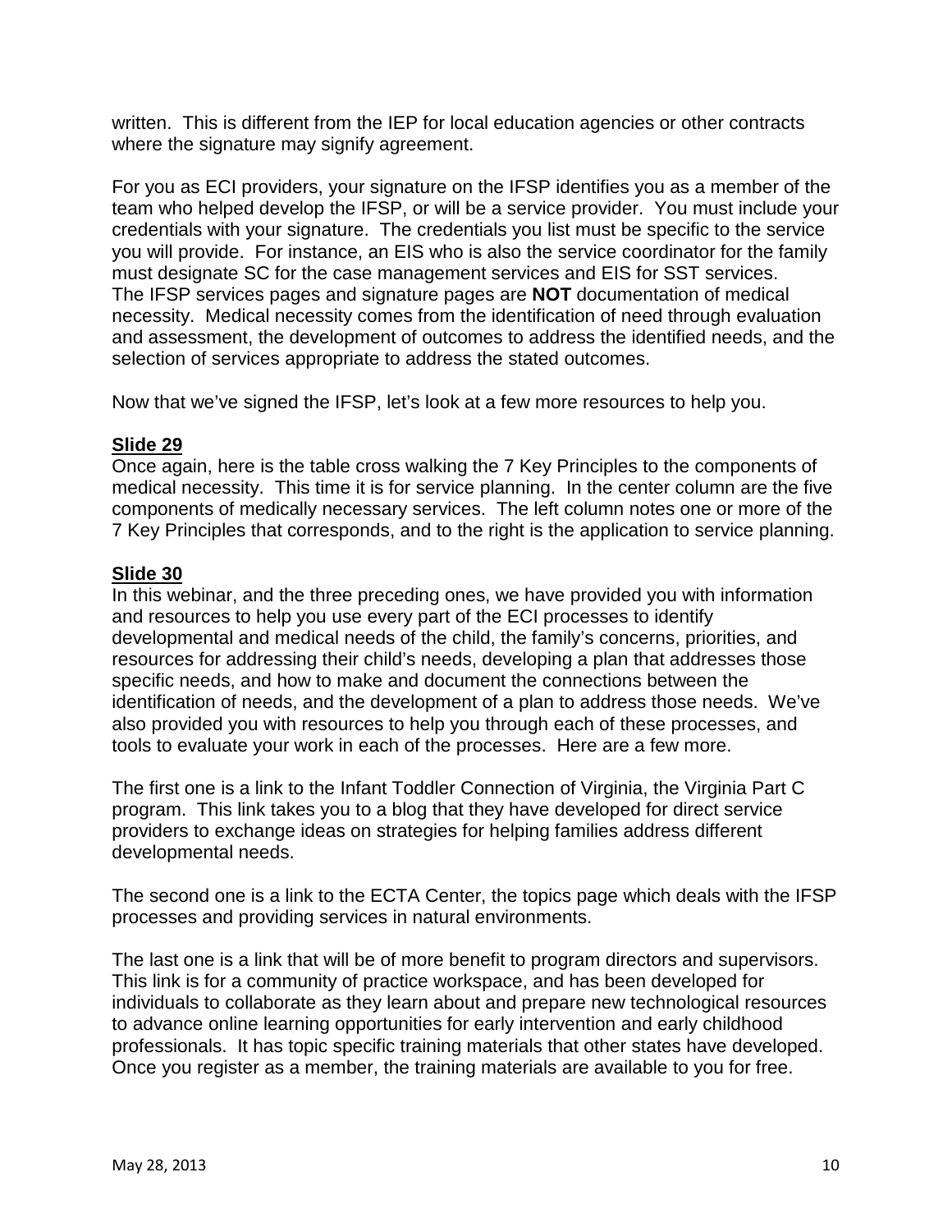written. This is different from the IEP for local education agencies or other contracts where the signature may signify agreement.

For you as ECI providers, your signature on the IFSP identifies you as a member of the team who helped develop the IFSP, or will be a service provider. You must include your credentials with your signature. The credentials you list must be specific to the service you will provide. For instance, an EIS who is also the service coordinator for the family must designate SC for the case management services and EIS for SST services. The IFSP services pages and signature pages are **NOT** documentation of medical necessity. Medical necessity comes from the identification of need through evaluation and assessment, the development of outcomes to address the identified needs, and the selection of services appropriate to address the stated outcomes.

Now that we've signed the IFSP, let's look at a few more resources to help you.

**Slide 29**

Once again, here is the table cross walking the 7 Key Principles to the components of medical necessity. This time it is for service planning. In the center column are the five components of medically necessary services. The left column notes one or more of the 7 Key Principles that corresponds, and to the right is the application to service planning.

**Slide 30**

In this webinar, and the three preceding ones, we have provided you with information and resources to help you use every part of the ECI processes to identify developmental and medical needs of the child, the family's concerns, priorities, and resources for addressing their child's needs, developing a plan that addresses those specific needs, and how to make and document the connections between the identification of needs, and the development of a plan to address those needs. We've also provided you with resources to help you through each of these processes, and tools to evaluate your work in each of the processes. Here are a few more.

The first one is a link to the Infant Toddler Connection of Virginia, the Virginia Part C program. This link takes you to a blog that they have developed for direct service providers to exchange ideas on strategies for helping families address different developmental needs.

The second one is a link to the ECTA Center, the topics page which deals with the IFSP processes and providing services in natural environments.

The last one is a link that will be of more benefit to program directors and supervisors. This link is for a community of practice workspace, and has been developed for individuals to collaborate as they learn about and prepare new technological resources to advance online learning opportunities for early intervention and early childhood professionals. It has topic specific training materials that other states have developed. Once you register as a member, the training materials are available to you for free.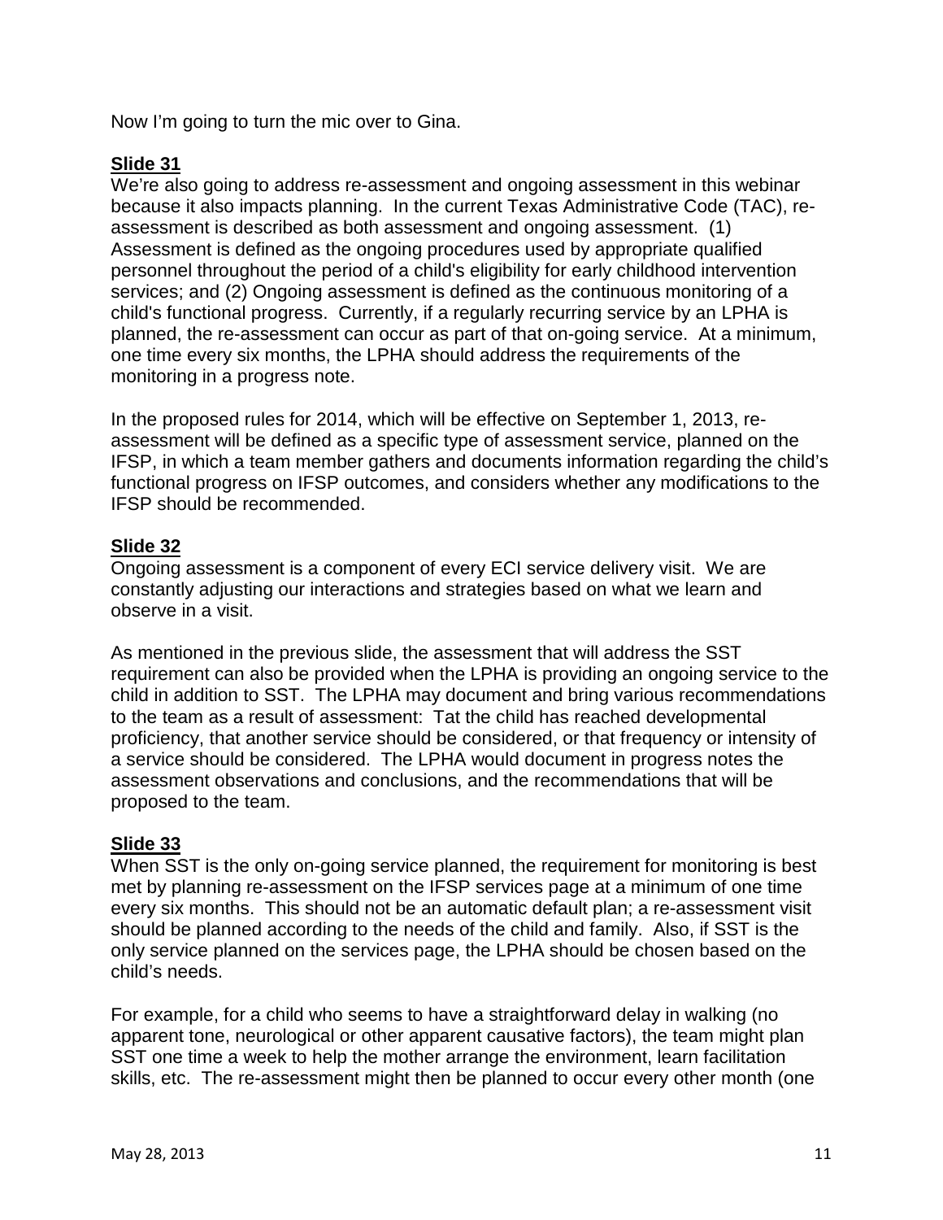Now I'm going to turn the mic over to Gina.

**Slide 31**

We're also going to address re-assessment and ongoing assessment in this webinar because it also impacts planning. In the current Texas Administrative Code (TAC), re-assessment is described as both assessment and ongoing assessment. (1) Assessment is defined as the ongoing procedures used by appropriate qualified personnel throughout the period of a child's eligibility for early childhood intervention services; and (2) Ongoing assessment is defined as the continuous monitoring of a child's functional progress. Currently, if a regularly recurring service by an LPHA is planned, the re-assessment can occur as part of that on-going service. At a minimum, one time every six months, the LPHA should address the requirements of the monitoring in a progress note.

In the proposed rules for 2014, which will be effective on September 1, 2013, re-assessment will be defined as a specific type of assessment service, planned on the IFSP, in which a team member gathers and documents information regarding the child's functional progress on IFSP outcomes, and considers whether any modifications to the IFSP should be recommended.

**Slide 32**

Ongoing assessment is a component of every ECI service delivery visit. We are constantly adjusting our interactions and strategies based on what we learn and observe in a visit.

As mentioned in the previous slide, the assessment that will address the SST requirement can also be provided when the LPHA is providing an ongoing service to the child in addition to SST. The LPHA may document and bring various recommendations to the team as a result of assessment: Tat the child has reached developmental proficiency, that another service should be considered, or that frequency or intensity of a service should be considered. The LPHA would document in progress notes the assessment observations and conclusions, and the recommendations that will be proposed to the team.

**Slide 33**

When SST is the only on-going service planned, the requirement for monitoring is best met by planning re-assessment on the IFSP services page at a minimum of one time every six months. This should not be an automatic default plan; a re-assessment visit should be planned according to the needs of the child and family. Also, if SST is the only service planned on the services page, the LPHA should be chosen based on the child's needs.

For example, for a child who seems to have a straightforward delay in walking (no apparent tone, neurological or other apparent causative factors), the team might plan SST one time a week to help the mother arrange the environment, learn facilitation skills, etc. The re-assessment might then be planned to occur every other month (one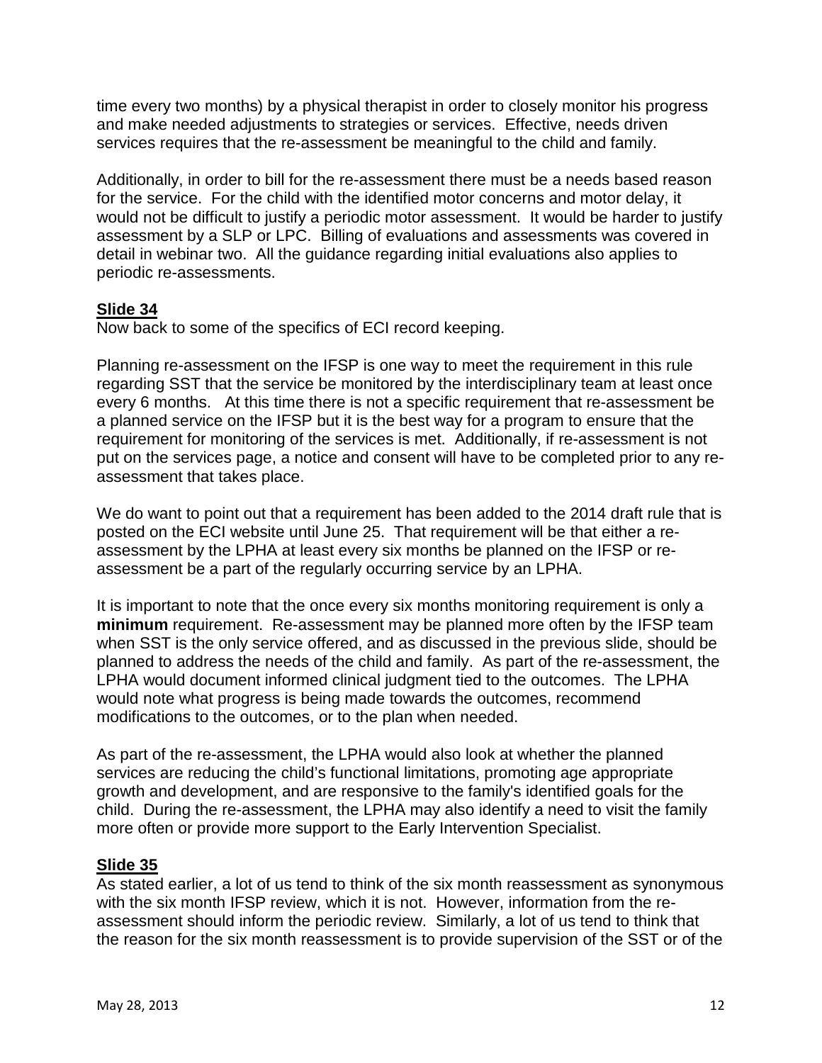time every two months) by a physical therapist in order to closely monitor his progress and make needed adjustments to strategies or services. Effective, needs driven services requires that the re-assessment be meaningful to the child and family.

Additionally, in order to bill for the re-assessment there must be a needs based reason for the service. For the child with the identified motor concerns and motor delay, it would not be difficult to justify a periodic motor assessment. It would be harder to justify assessment by a SLP or LPC. Billing of evaluations and assessments was covered in detail in webinar two. All the guidance regarding initial evaluations also applies to periodic re-assessments.

## Slide 34

Now back to some of the specifics of ECI record keeping.

Planning re-assessment on the IFSP is one way to meet the requirement in this rule regarding SST that the service be monitored by the interdisciplinary team at least once every 6 months. At this time there is not a specific requirement that re-assessment be a planned service on the IFSP but it is the best way for a program to ensure that the requirement for monitoring of the services is met. Additionally, if re-assessment is not put on the services page, a notice and consent will have to be completed prior to any re-assessment that takes place.

We do want to point out that a requirement has been added to the 2014 draft rule that is posted on the ECI website until June 25. That requirement will be that either a re-assessment by the LPHA at least every six months be planned on the IFSP or re-assessment be a part of the regularly occurring service by an LPHA.

It is important to note that the once every six months monitoring requirement is only a **minimum** requirement. Re-assessment may be planned more often by the IFSP team when SST is the only service offered, and as discussed in the previous slide, should be planned to address the needs of the child and family. As part of the re-assessment, the LPHA would document informed clinical judgment tied to the outcomes. The LPHA would note what progress is being made towards the outcomes, recommend modifications to the outcomes, or to the plan when needed.

As part of the re-assessment, the LPHA would also look at whether the planned services are reducing the child's functional limitations, promoting age appropriate growth and development, and are responsive to the family's identified goals for the child. During the re-assessment, the LPHA may also identify a need to visit the family more often or provide more support to the Early Intervention Specialist.

## Slide 35

As stated earlier, a lot of us tend to think of the six month reassessment as synonymous with the six month IFSP review, which it is not. However, information from the re-assessment should inform the periodic review. Similarly, a lot of us tend to think that the reason for the six month reassessment is to provide supervision of the SST or of the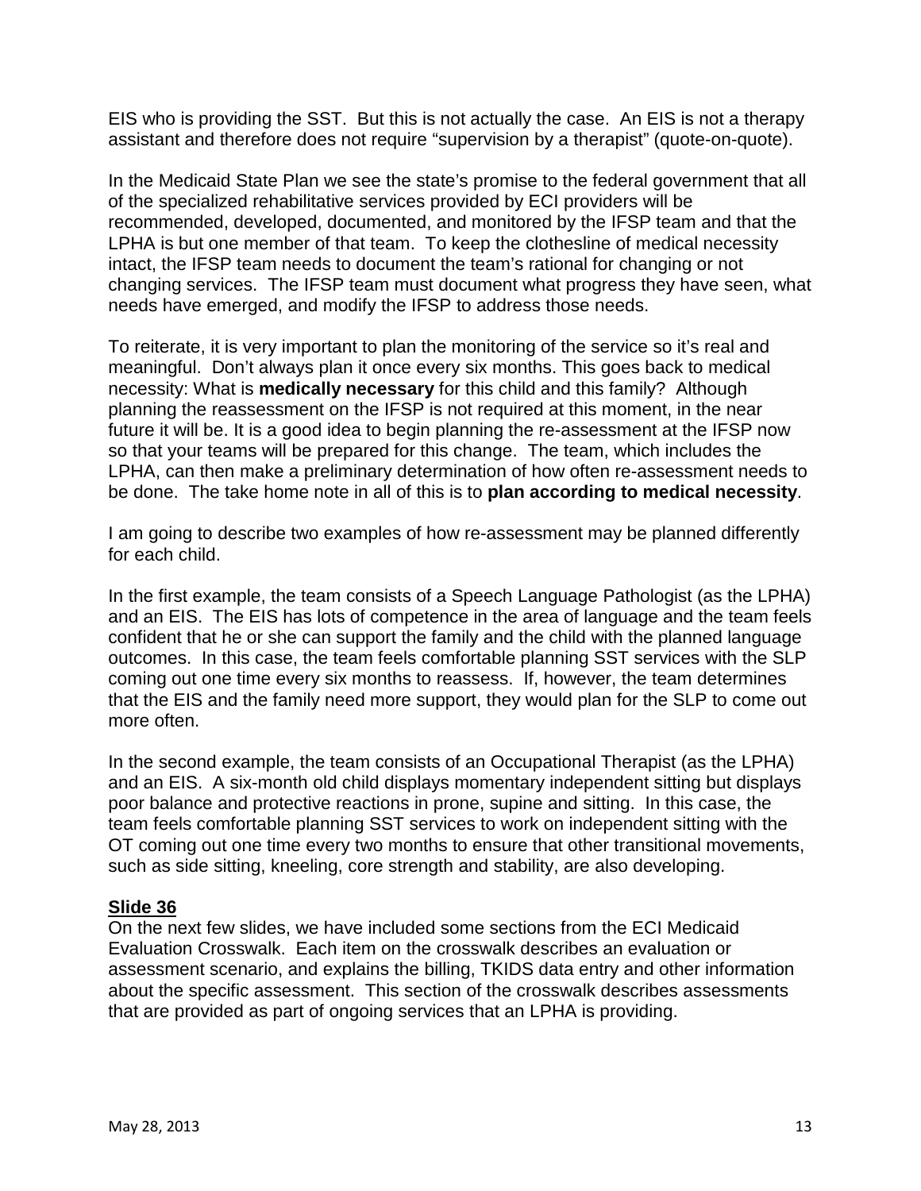EIS who is providing the SST. But this is not actually the case. An EIS is not a therapy assistant and therefore does not require "supervision by a therapist" (quote-on-quote).

In the Medicaid State Plan we see the state's promise to the federal government that all of the specialized rehabilitative services provided by ECI providers will be recommended, developed, documented, and monitored by the IFSP team and that the LPHA is but one member of that team. To keep the clothesline of medical necessity intact, the IFSP team needs to document the team's rational for changing or not changing services. The IFSP team must document what progress they have seen, what needs have emerged, and modify the IFSP to address those needs.

To reiterate, it is very important to plan the monitoring of the service so it's real and meaningful. Don't always plan it once every six months. This goes back to medical necessity: What is **medically necessary** for this child and this family? Although planning the reassessment on the IFSP is not required at this moment, in the near future it will be. It is a good idea to begin planning the re-assessment at the IFSP now so that your teams will be prepared for this change. The team, which includes the LPHA, can then make a preliminary determination of how often re-assessment needs to be done. The take home note in all of this is to **plan according to medical necessity**.

I am going to describe two examples of how re-assessment may be planned differently for each child.

In the first example, the team consists of a Speech Language Pathologist (as the LPHA) and an EIS. The EIS has lots of competence in the area of language and the team feels confident that he or she can support the family and the child with the planned language outcomes. In this case, the team feels comfortable planning SST services with the SLP coming out one time every six months to reassess. If, however, the team determines that the EIS and the family need more support, they would plan for the SLP to come out more often.

In the second example, the team consists of an Occupational Therapist (as the LPHA) and an EIS. A six-month old child displays momentary independent sitting but displays poor balance and protective reactions in prone, supine and sitting. In this case, the team feels comfortable planning SST services to work on independent sitting with the OT coming out one time every two months to ensure that other transitional movements, such as side sitting, kneeling, core strength and stability, are also developing.

**Slide 36**

On the next few slides, we have included some sections from the ECI Medicaid Evaluation Crosswalk. Each item on the crosswalk describes an evaluation or assessment scenario, and explains the billing, TKIDS data entry and other information about the specific assessment. This section of the crosswalk describes assessments that are provided as part of ongoing services that an LPHA is providing.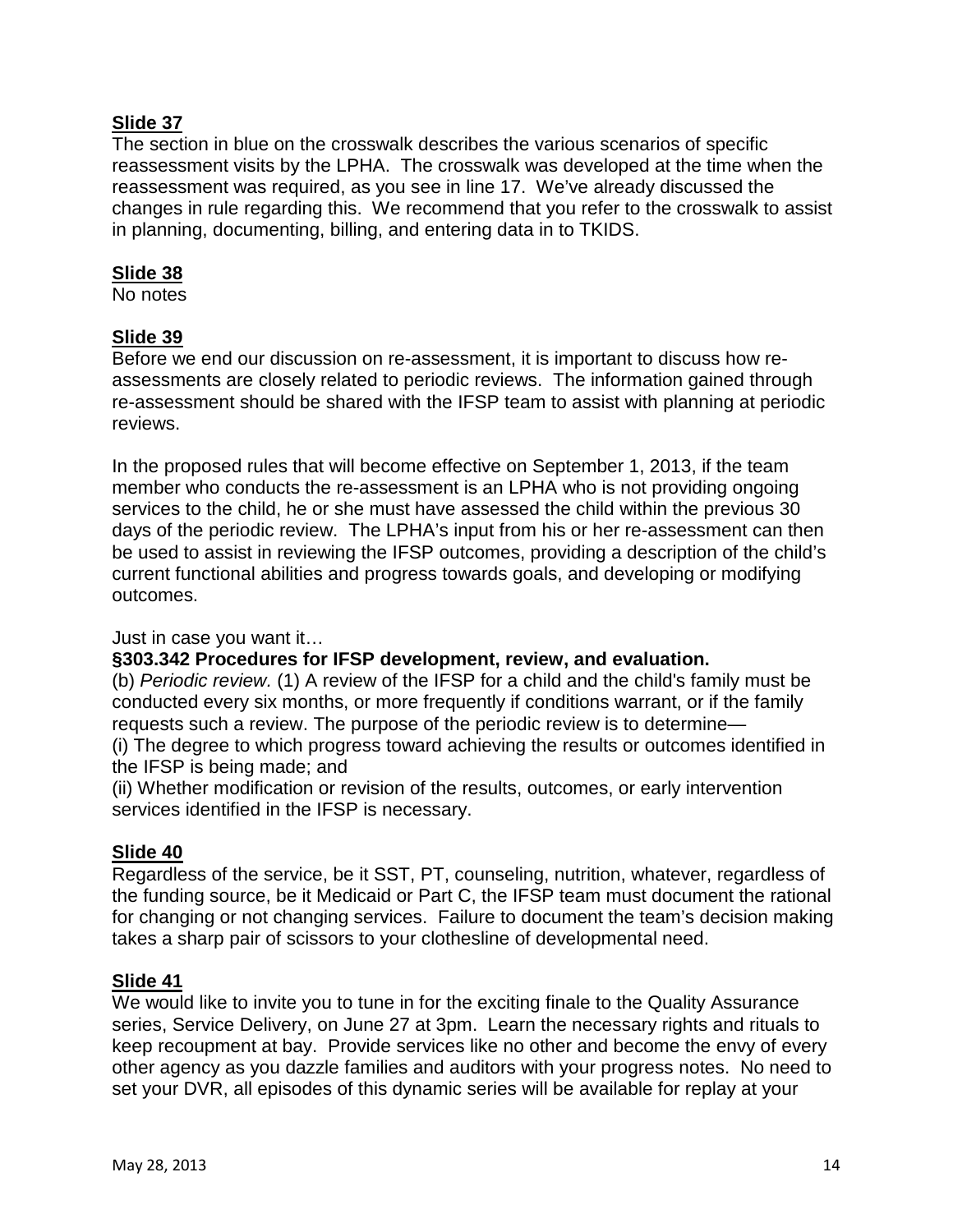**Slide 37**

The section in blue on the crosswalk describes the various scenarios of specific reassessment visits by the LPHA. The crosswalk was developed at the time when the reassessment was required, as you see in line 17. We've already discussed the changes in rule regarding this. We recommend that you refer to the crosswalk to assist in planning, documenting, billing, and entering data in to TKIDS.

**Slide 38**

No notes

**Slide 39**

Before we end our discussion on re-assessment, it is important to discuss how re-assessments are closely related to periodic reviews. The information gained through re-assessment should be shared with the IFSP team to assist with planning at periodic reviews.

In the proposed rules that will become effective on September 1, 2013, if the team member who conducts the re-assessment is an LPHA who is not providing ongoing services to the child, he or she must have assessed the child within the previous 30 days of the periodic review. The LPHA's input from his or her re-assessment can then be used to assist in reviewing the IFSP outcomes, providing a description of the child's current functional abilities and progress towards goals, and developing or modifying outcomes.

Just in case you want it…

**§303.342 Procedures for IFSP development, review, and evaluation.**

(b) *Periodic review.* (1) A review of the IFSP for a child and the child's family must be conducted every six months, or more frequently if conditions warrant, or if the family requests such a review. The purpose of the periodic review is to determine—

(i) The degree to which progress toward achieving the results or outcomes identified in the IFSP is being made; and

(ii) Whether modification or revision of the results, outcomes, or early intervention services identified in the IFSP is necessary.

**Slide 40**

Regardless of the service, be it SST, PT, counseling, nutrition, whatever, regardless of the funding source, be it Medicaid or Part C, the IFSP team must document the rational for changing or not changing services. Failure to document the team's decision making takes a sharp pair of scissors to your clothesline of developmental need.

**Slide 41**

We would like to invite you to tune in for the exciting finale to the Quality Assurance series, Service Delivery, on June 27 at 3pm. Learn the necessary rights and rituals to keep recoupment at bay. Provide services like no other and become the envy of every other agency as you dazzle families and auditors with your progress notes. No need to set your DVR, all episodes of this dynamic series will be available for replay at your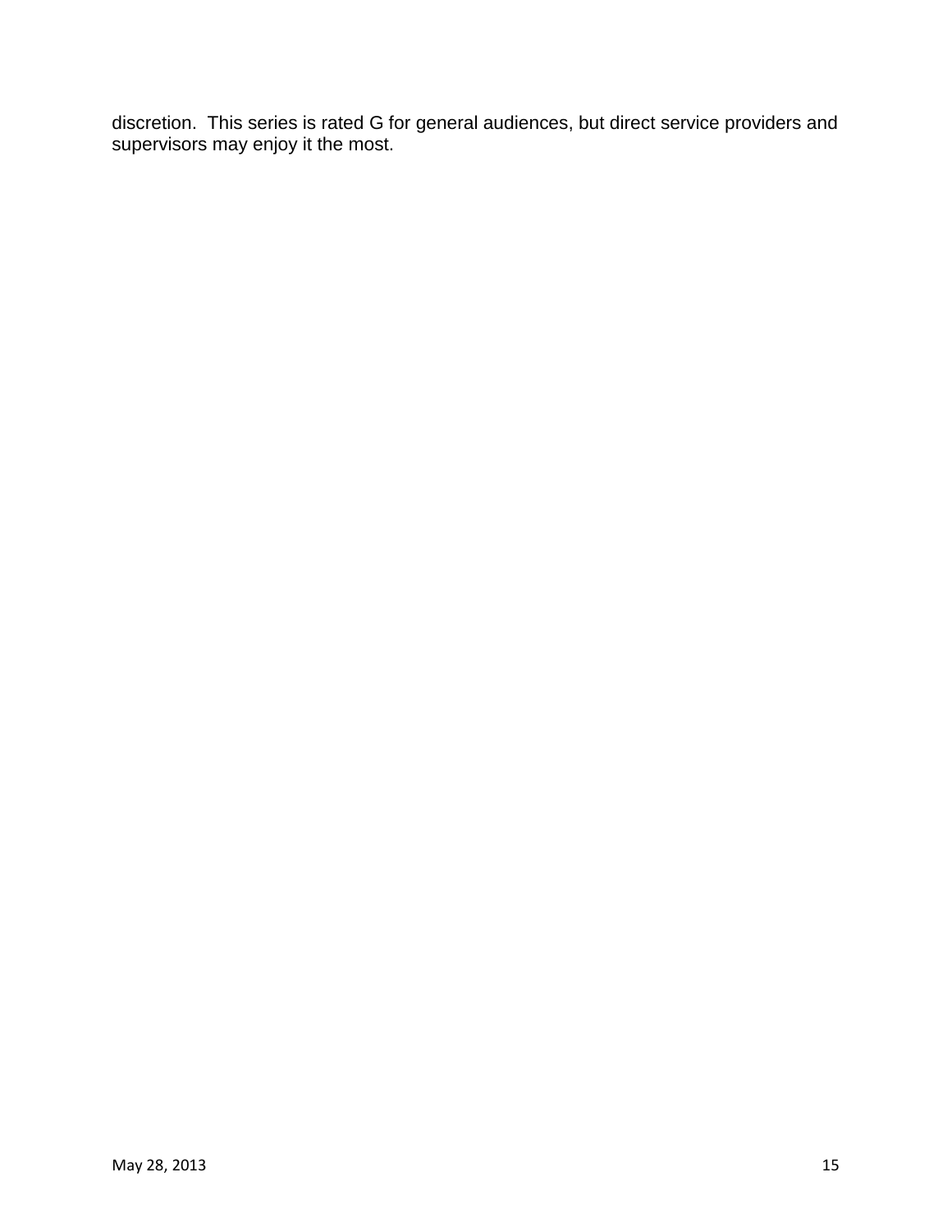discretion.  This series is rated G for general audiences, but direct service providers and supervisors may enjoy it the most.